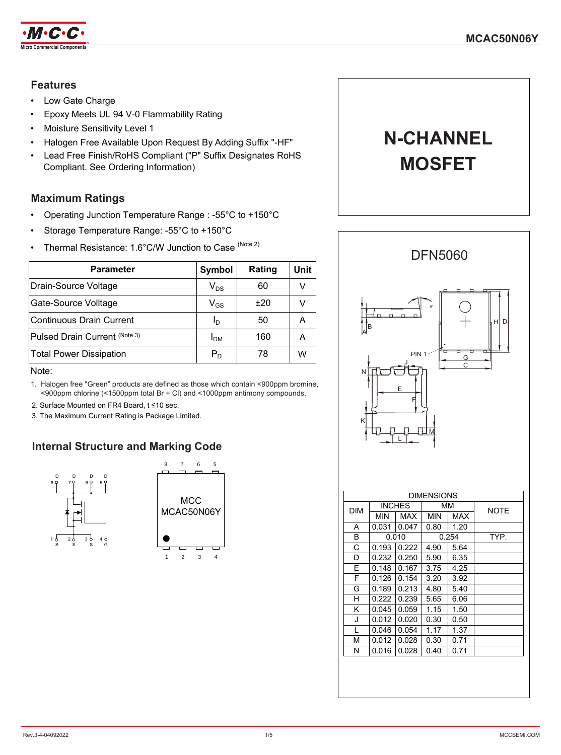# MCAC50N06Y

## Features

- Low Gate Charge
- Epoxy Meets UL 94 V-0 Flammability Rating
- Moisture Sensitivity Level 1
- Halogen Free Available Upon Request By Adding Suffix "-HF"
- Lead Free Finish/RoHS Compliant ("P" Suffix Designates RoHS Compliant. See Ordering Information)

# N-CHANNEL MOSFET

## Maximum Ratings

- Operating Junction Temperature Range : -55°C to +150°C
- Storage Temperature Range: -55°C to +150°C
- Thermal Resistance: 1.6°C/W Junction to Case (Note 2)

| Parameter | Symbol | Rating | Unit |
|---|---|---|---|
| Drain-Source Voltage | $V_{DS}$ | 60 | V |
| Gate-Source Volltage | $V_{GS}$ | ±20 | V |
| Continuous Drain Current | $I_D$ | 50 | A |
| Pulsed Drain Current (Note 3) | $I_{DM}$ | 160 | A |
| Total Power Dissipation | $P_D$ | 78 | W |

Note:

1. Halogen free "Green" products are defined as those which contain <900ppm bromine, <900ppm chlorine (<1500ppm total Br + Cl) and <1000ppm antimony compounds.
2. Surface Mounted on FR4 Board, t ≤10 sec.
3. The Maximum Current Rating is Package Limited.

## Internal Structure and Marking Code

D D D D
8 7 6 5

1 2 3 4
S S S G

8 7 6 5

MCC
MCAC50N06Y

1 2 3 4

## DFN5060

PIN 1

| DIM | INCHES | | MM | | NOTE |
|---|---|---|---|---|---|
| | MIN | MAX | MIN | MAX | |
| A | 0.031 | 0.047 | 0.80 | 1.20 | |
| B | 0.010 | | 0.254 | | TYP. |
| C | 0.193 | 0.222 | 4.90 | 5.64 | |
| D | 0.232 | 0.250 | 5.90 | 6.35 | |
| E | 0.148 | 0.167 | 3.75 | 4.25 | |
| F | 0.126 | 0.154 | 3.20 | 3.92 | |
| G | 0.189 | 0.213 | 4.80 | 5.40 | |
| H | 0.222 | 0.239 | 5.65 | 6.06 | |
| K | 0.045 | 0.059 | 1.15 | 1.50 | |
| J | 0.012 | 0.020 | 0.30 | 0.50 | |
| L | 0.046 | 0.054 | 1.17 | 1.37 | |
| M | 0.012 | 0.028 | 0.30 | 0.71 | |
| N | 0.016 | 0.028 | 0.40 | 0.71 | |

Rev.3-4-04092022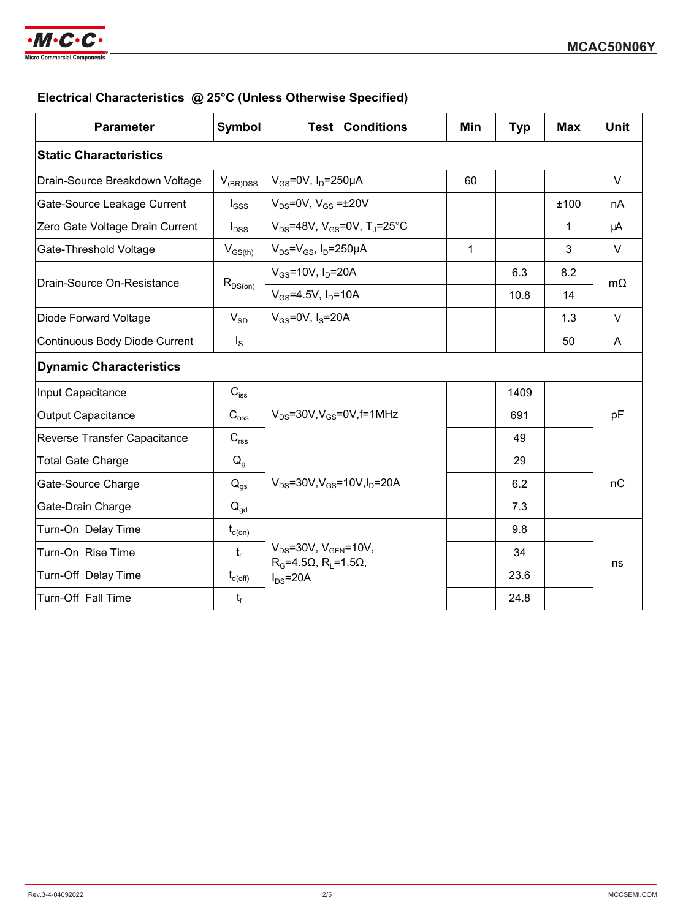## Electrical Characteristics @ 25°C (Unless Otherwise Specified)

| Parameter | Symbol | Test Conditions | Min | Typ | Max | Unit |
|---|---|---|---|---|---|---|
| **Static Characteristics** | | | | | | |
| Drain-Source Breakdown Voltage | $V_{(BR)DSS}$ | $V_{GS}$=0V, $I_D$=250μA | 60 | | | V |
| Gate-Source Leakage Current | $I_{GSS}$ | $V_{DS}$=0V, $V_{GS}$ =±20V | | | ±100 | nA |
| Zero Gate Voltage Drain Current | $I_{DSS}$ | $V_{DS}$=48V, $V_{GS}$=0V, $T_J$=25°C | | | 1 | μA |
| Gate-Threshold Voltage | $V_{GS(th)}$ | $V_{DS}$=$V_{GS}$, $I_D$=250μA | 1 | | 3 | V |
| Drain-Source On-Resistance | $R_{DS(on)}$ | $V_{GS}$=10V, $I_D$=20A | | 6.3 | 8.2 | mΩ |
| | | $V_{GS}$=4.5V, $I_D$=10A | | 10.8 | 14 | |
| Diode Forward Voltage | $V_{SD}$ | $V_{GS}$=0V, $I_S$=20A | | | 1.3 | V |
| Continuous Body Diode Current | $I_S$ | | | | 50 | A |
| **Dynamic Characteristics** | | | | | | |
| Input Capacitance | $C_{iss}$ | $V_{DS}$=30V,$V_{GS}$=0V,f=1MHz | | 1409 | | pF |
| Output Capacitance | $C_{oss}$ | | | 691 | | |
| Reverse Transfer Capacitance | $C_{rss}$ | | | 49 | | |
| Total Gate Charge | $Q_g$ | $V_{DS}$=30V,$V_{GS}$=10V,$I_D$=20A | | 29 | | nC |
| Gate-Source Charge | $Q_{gs}$ | | | 6.2 | | |
| Gate-Drain Charge | $Q_{gd}$ | | | 7.3 | | |
| Turn-On Delay Time | $t_{d(on)}$ | $V_{DS}$=30V, $V_{GEN}$=10V, $R_G$=4.5Ω, $R_L$=1.5Ω, $I_{DS}$=20A | | 9.8 | | ns |
| Turn-On Rise Time | $t_r$ | | | 34 | | |
| Turn-Off Delay Time | $t_{d(off)}$ | | | 23.6 | | |
| Turn-Off Fall Time | $t_f$ | | | 24.8 | | |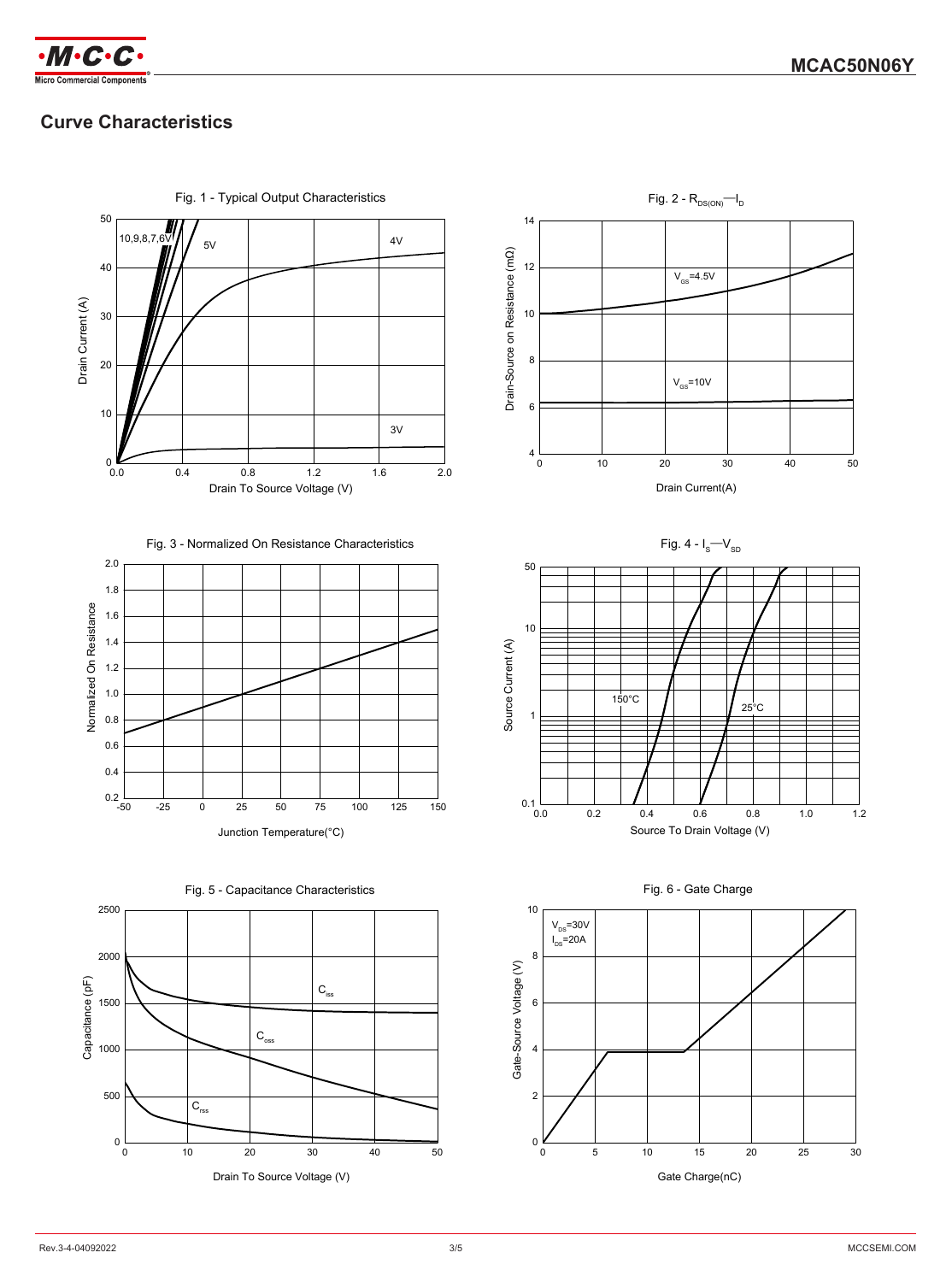## Curve Characteristics

Fig. 1 - Typical Output Characteristics

Fig. 2 - $R_{DS(ON)}$—$I_D$

Fig. 3 - Normalized On Resistance Characteristics

Fig. 4 - $I_S$—$V_{SD}$

Fig. 5 - Capacitance Characteristics

Fig. 6 - Gate Charge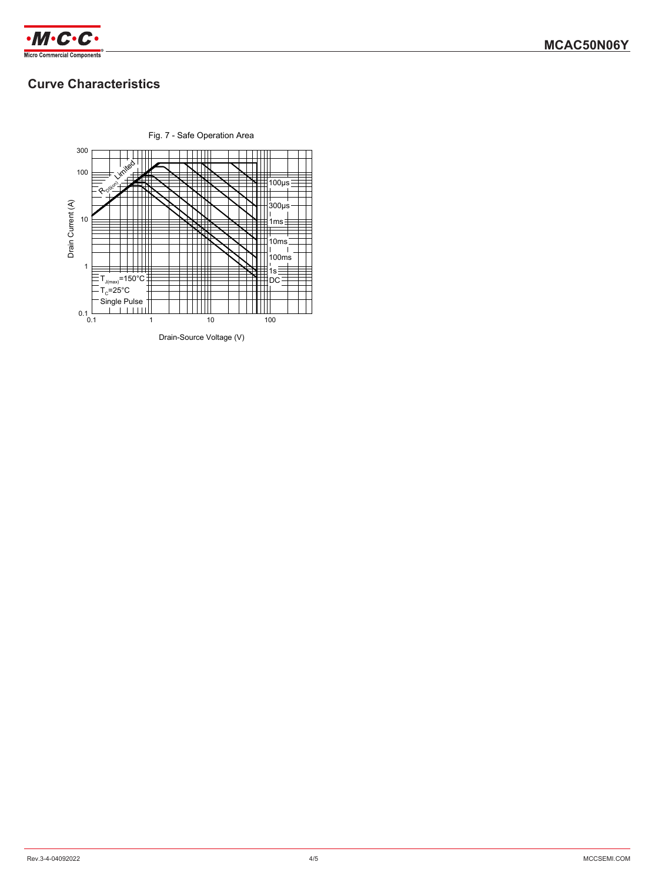## Curve Characteristics

Fig. 7 - Safe Operation Area

$R_{DS(on)}$ Limited

100µs

300µs

1ms

10ms

100ms

1s

DC

$T_{J(max)}$=150°C

$T_C$=25°C

Single Pulse

Drain Current (A)

Drain-Source Voltage (V)

300, 100, 10, 1, 0.1

0.1, 1, 10, 100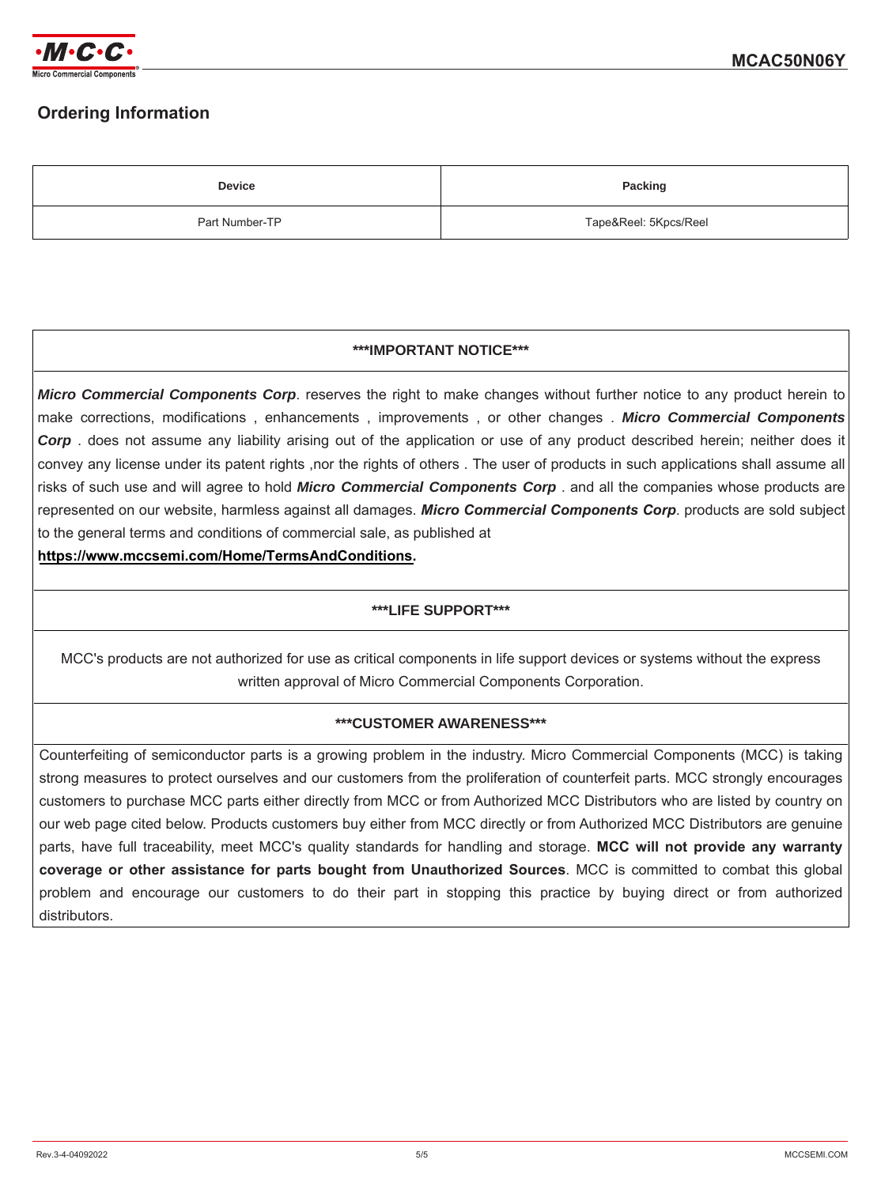## Ordering Information

| Device | Packing |
|---|---|
| Part Number-TP | Tape&Reel: 5Kpcs/Reel |

**\*\*\*IMPORTANT NOTICE\*\*\***

***Micro Commercial Components Corp***. reserves the right to make changes without further notice to any product herein to make corrections, modifications , enhancements , improvements , or other changes . ***Micro Commercial Components Corp*** . does not assume any liability arising out of the application or use of any product described herein; neither does it convey any license under its patent rights ,nor the rights of others . The user of products in such applications shall assume all risks of such use and will agree to hold ***Micro Commercial Components Corp*** . and all the companies whose products are represented on our website, harmless against all damages. ***Micro Commercial Components Corp***. products are sold subject to the general terms and conditions of commercial sale, as published at **https://www.mccsemi.com/Home/TermsAndConditions.**

**\*\*\*LIFE SUPPORT\*\*\***

MCC's products are not authorized for use as critical components in life support devices or systems without the express written approval of Micro Commercial Components Corporation.

**\*\*\*CUSTOMER AWARENESS\*\*\***

Counterfeiting of semiconductor parts is a growing problem in the industry. Micro Commercial Components (MCC) is taking strong measures to protect ourselves and our customers from the proliferation of counterfeit parts. MCC strongly encourages customers to purchase MCC parts either directly from MCC or from Authorized MCC Distributors who are listed by country on our web page cited below. Products customers buy either from MCC directly or from Authorized MCC Distributors are genuine parts, have full traceability, meet MCC's quality standards for handling and storage. **MCC will not provide any warranty coverage or other assistance for parts bought from Unauthorized Sources**. MCC is committed to combat this global problem and encourage our customers to do their part in stopping this practice by buying direct or from authorized distributors.